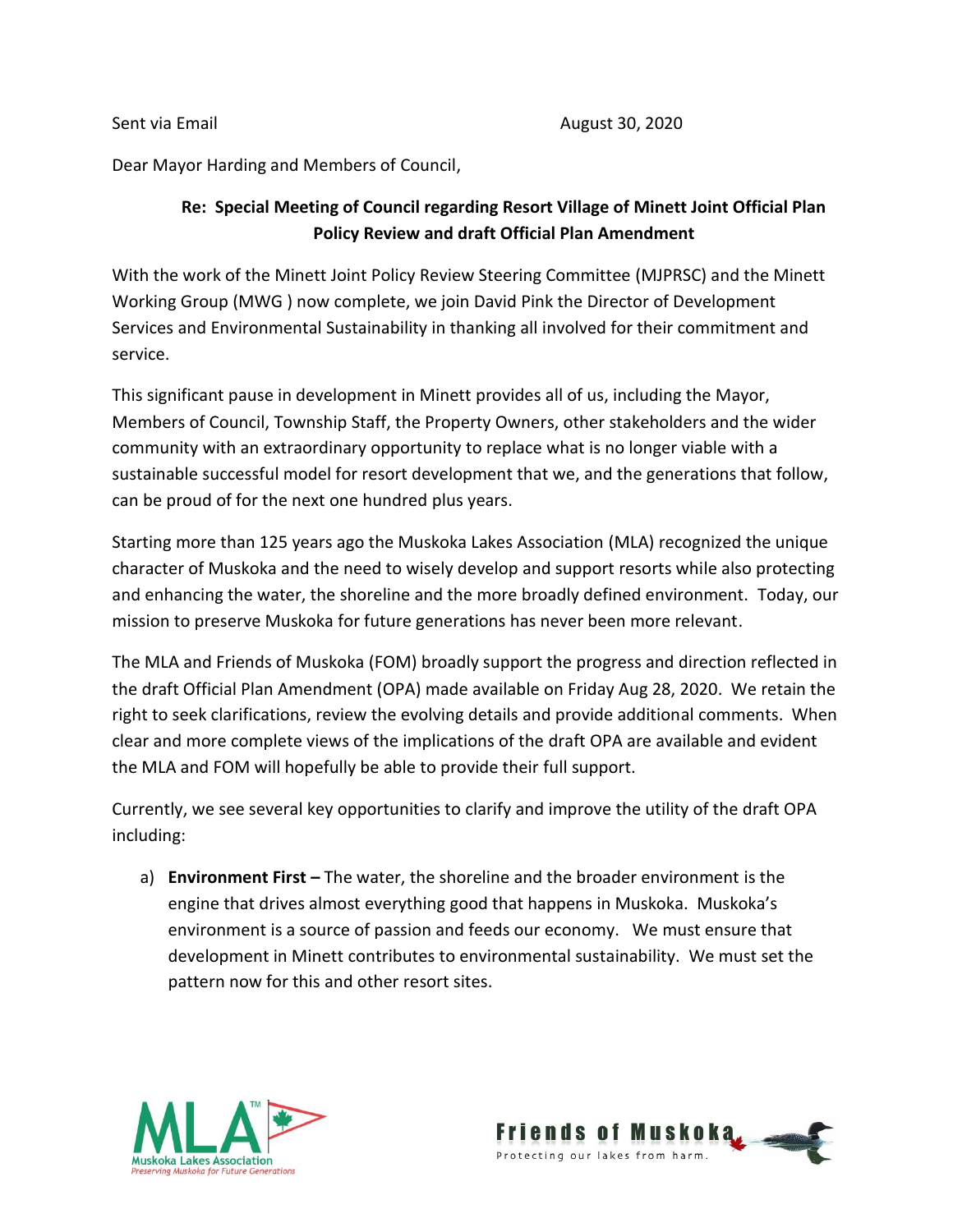Sent via Email August 30, 2020

Dear Mayor Harding and Members of Council,

**Re: Special Meeting of Council regarding Resort Village of Minett Joint Official Plan Policy Review and draft Official Plan Amendment**

With the work of the Minett Joint Policy Review Steering Committee (MJPRSC) and the Minett Working Group (MWG ) now complete, we join David Pink the Director of Development Services and Environmental Sustainability in thanking all involved for their commitment and service.

This significant pause in development in Minett provides all of us, including the Mayor, Members of Council, Township Staff, the Property Owners, other stakeholders and the wider community with an extraordinary opportunity to replace what is no longer viable with a sustainable successful model for resort development that we, and the generations that follow, can be proud of for the next one hundred plus years.

Starting more than 125 years ago the Muskoka Lakes Association (MLA) recognized the unique character of Muskoka and the need to wisely develop and support resorts while also protecting and enhancing the water, the shoreline and the more broadly defined environment. Today, our mission to preserve Muskoka for future generations has never been more relevant.

The MLA and Friends of Muskoka (FOM) broadly support the progress and direction reflected in the draft Official Plan Amendment (OPA) made available on Friday Aug 28, 2020. We retain the right to seek clarifications, review the evolving details and provide additional comments. When clear and more complete views of the implications of the draft OPA are available and evident the MLA and FOM will hopefully be able to provide their full support.

Currently, we see several key opportunities to clarify and improve the utility of the draft OPA including:

a) **Environment First –** The water, the shoreline and the broader environment is the engine that drives almost everything good that happens in Muskoka. Muskoka's environment is a source of passion and feeds our economy. We must ensure that development in Minett contributes to environmental sustainability. We must set the pattern now for this and other resort sites.

MLA™ Muskoka Lakes Association *Preserving Muskoka for Future Generations*

Friends of Muskoka — Protecting our lakes from harm.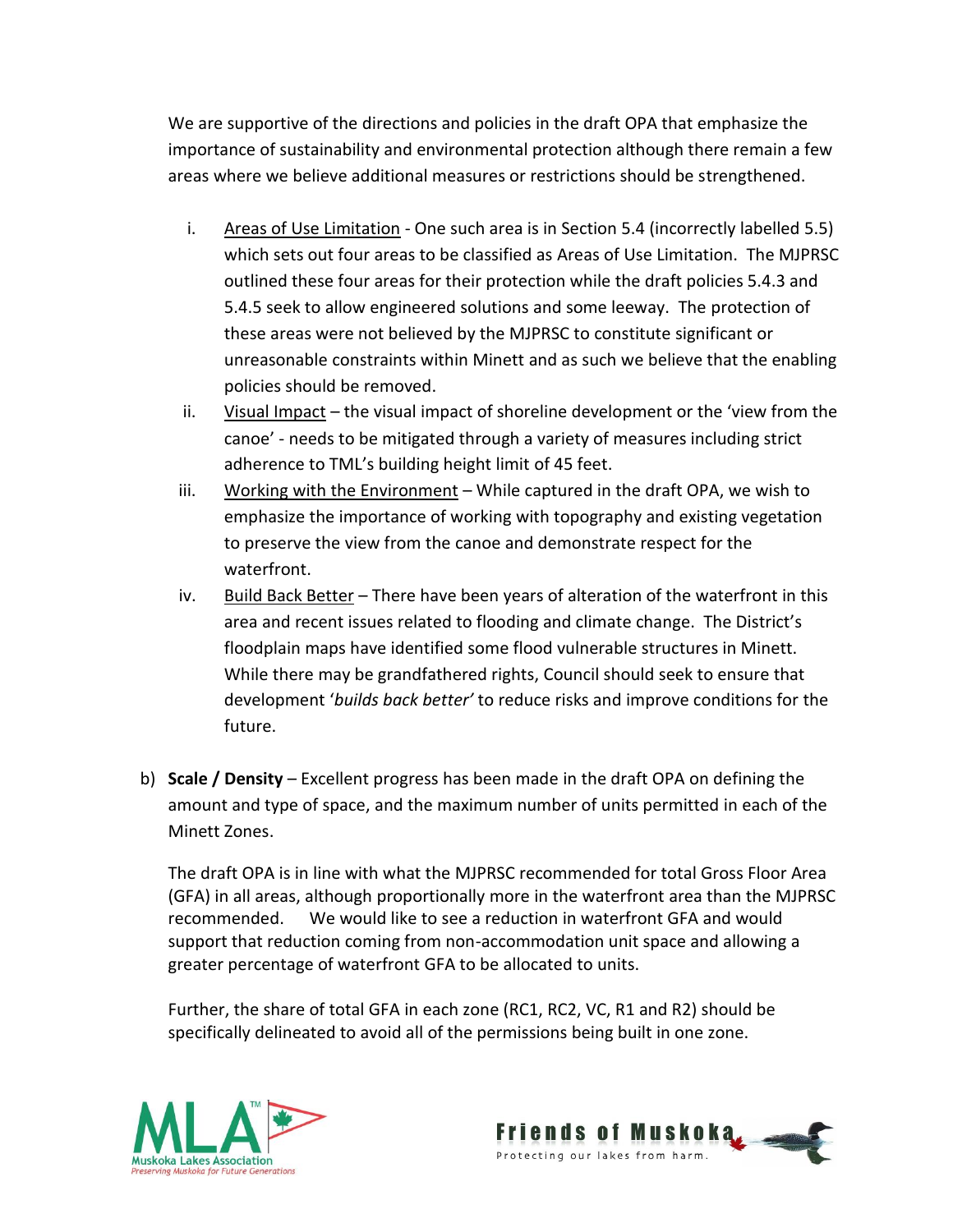We are supportive of the directions and policies in the draft OPA that emphasize the importance of sustainability and environmental protection although there remain a few areas where we believe additional measures or restrictions should be strengthened.

i. Areas of Use Limitation - One such area is in Section 5.4 (incorrectly labelled 5.5) which sets out four areas to be classified as Areas of Use Limitation. The MJPRSC outlined these four areas for their protection while the draft policies 5.4.3 and 5.4.5 seek to allow engineered solutions and some leeway. The protection of these areas were not believed by the MJPRSC to constitute significant or unreasonable constraints within Minett and as such we believe that the enabling policies should be removed.
ii. Visual Impact – the visual impact of shoreline development or the 'view from the canoe' - needs to be mitigated through a variety of measures including strict adherence to TML's building height limit of 45 feet.
iii. Working with the Environment – While captured in the draft OPA, we wish to emphasize the importance of working with topography and existing vegetation to preserve the view from the canoe and demonstrate respect for the waterfront.
iv. Build Back Better – There have been years of alteration of the waterfront in this area and recent issues related to flooding and climate change. The District's floodplain maps have identified some flood vulnerable structures in Minett. While there may be grandfathered rights, Council should seek to ensure that development '*builds back better'* to reduce risks and improve conditions for the future.

b) **Scale / Density** – Excellent progress has been made in the draft OPA on defining the amount and type of space, and the maximum number of units permitted in each of the Minett Zones.

The draft OPA is in line with what the MJPRSC recommended for total Gross Floor Area (GFA) in all areas, although proportionally more in the waterfront area than the MJPRSC recommended. We would like to see a reduction in waterfront GFA and would support that reduction coming from non-accommodation unit space and allowing a greater percentage of waterfront GFA to be allocated to units.

Further, the share of total GFA in each zone (RC1, RC2, VC, R1 and R2) should be specifically delineated to avoid all of the permissions being built in one zone.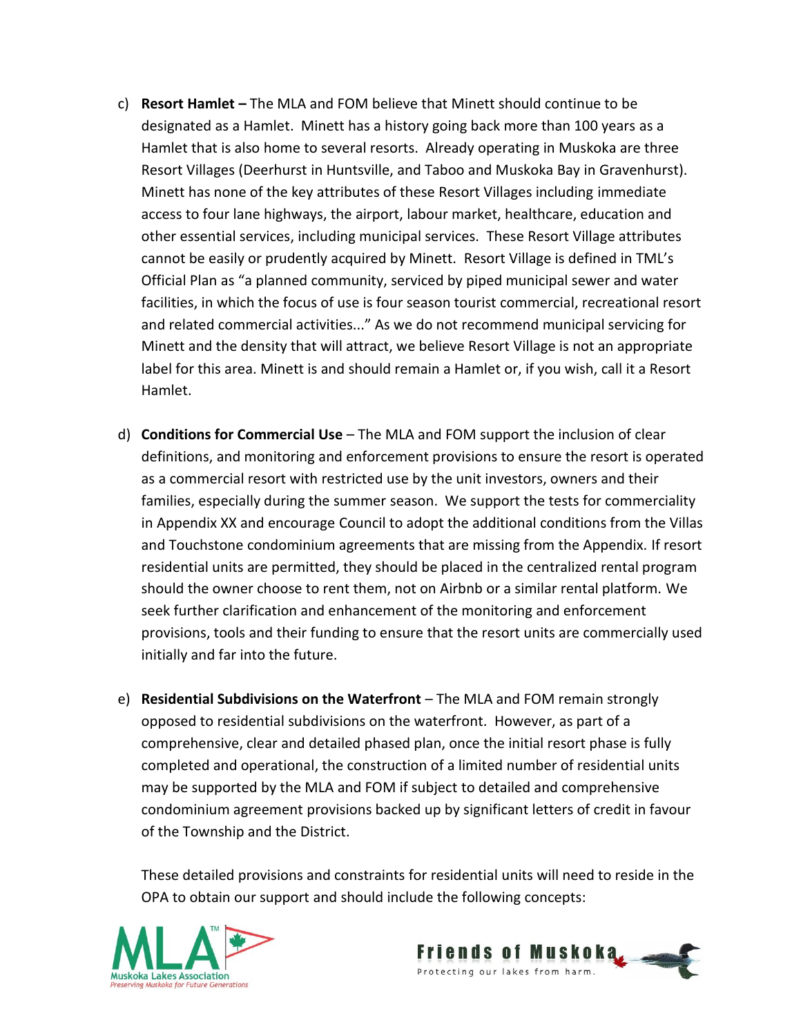c) **Resort Hamlet –** The MLA and FOM believe that Minett should continue to be designated as a Hamlet. Minett has a history going back more than 100 years as a Hamlet that is also home to several resorts. Already operating in Muskoka are three Resort Villages (Deerhurst in Huntsville, and Taboo and Muskoka Bay in Gravenhurst). Minett has none of the key attributes of these Resort Villages including immediate access to four lane highways, the airport, labour market, healthcare, education and other essential services, including municipal services. These Resort Village attributes cannot be easily or prudently acquired by Minett. Resort Village is defined in TML's Official Plan as "a planned community, serviced by piped municipal sewer and water facilities, in which the focus of use is four season tourist commercial, recreational resort and related commercial activities..." As we do not recommend municipal servicing for Minett and the density that will attract, we believe Resort Village is not an appropriate label for this area. Minett is and should remain a Hamlet or, if you wish, call it a Resort Hamlet.

d) **Conditions for Commercial Use** – The MLA and FOM support the inclusion of clear definitions, and monitoring and enforcement provisions to ensure the resort is operated as a commercial resort with restricted use by the unit investors, owners and their families, especially during the summer season. We support the tests for commerciality in Appendix XX and encourage Council to adopt the additional conditions from the Villas and Touchstone condominium agreements that are missing from the Appendix. If resort residential units are permitted, they should be placed in the centralized rental program should the owner choose to rent them, not on Airbnb or a similar rental platform. We seek further clarification and enhancement of the monitoring and enforcement provisions, tools and their funding to ensure that the resort units are commercially used initially and far into the future.

e) **Residential Subdivisions on the Waterfront** – The MLA and FOM remain strongly opposed to residential subdivisions on the waterfront. However, as part of a comprehensive, clear and detailed phased plan, once the initial resort phase is fully completed and operational, the construction of a limited number of residential units may be supported by the MLA and FOM if subject to detailed and comprehensive condominium agreement provisions backed up by significant letters of credit in favour of the Township and the District.

   These detailed provisions and constraints for residential units will need to reside in the OPA to obtain our support and should include the following concepts: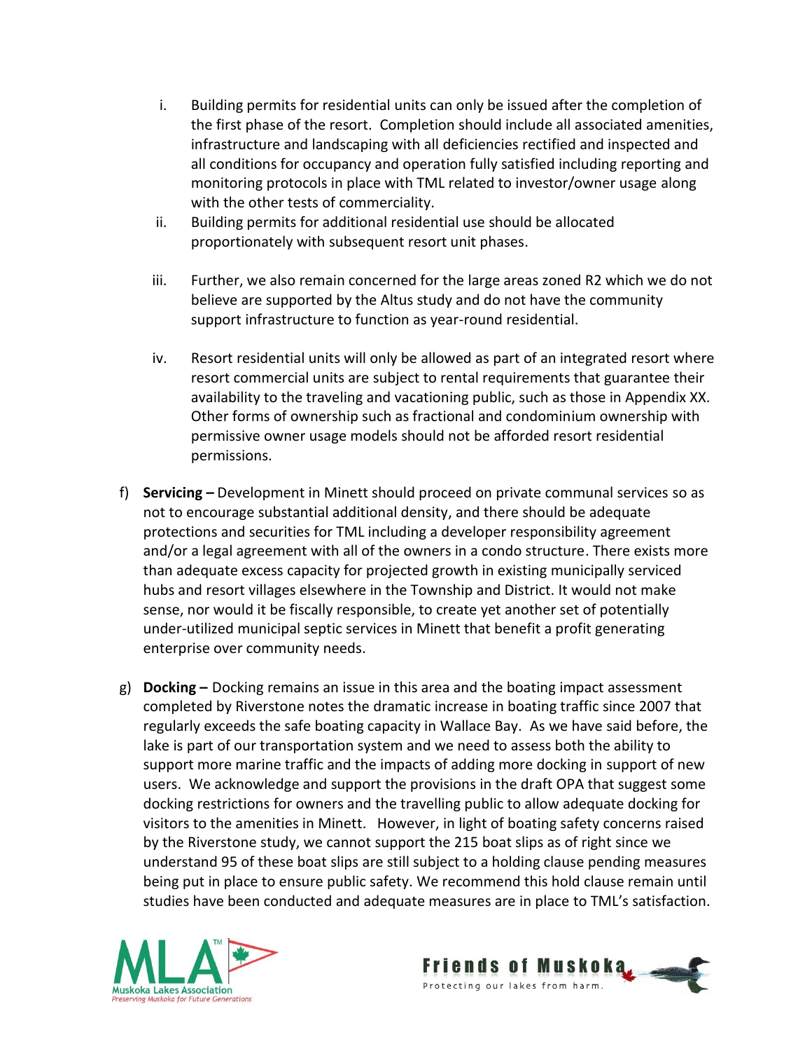i. Building permits for residential units can only be issued after the completion of the first phase of the resort. Completion should include all associated amenities, infrastructure and landscaping with all deficiencies rectified and inspected and all conditions for occupancy and operation fully satisfied including reporting and monitoring protocols in place with TML related to investor/owner usage along with the other tests of commerciality.

ii. Building permits for additional residential use should be allocated proportionately with subsequent resort unit phases.

iii. Further, we also remain concerned for the large areas zoned R2 which we do not believe are supported by the Altus study and do not have the community support infrastructure to function as year-round residential.

iv. Resort residential units will only be allowed as part of an integrated resort where resort commercial units are subject to rental requirements that guarantee their availability to the traveling and vacationing public, such as those in Appendix XX. Other forms of ownership such as fractional and condominium ownership with permissive owner usage models should not be afforded resort residential permissions.

f) **Servicing –** Development in Minett should proceed on private communal services so as not to encourage substantial additional density, and there should be adequate protections and securities for TML including a developer responsibility agreement and/or a legal agreement with all of the owners in a condo structure. There exists more than adequate excess capacity for projected growth in existing municipally serviced hubs and resort villages elsewhere in the Township and District. It would not make sense, nor would it be fiscally responsible, to create yet another set of potentially under-utilized municipal septic services in Minett that benefit a profit generating enterprise over community needs.

g) **Docking –** Docking remains an issue in this area and the boating impact assessment completed by Riverstone notes the dramatic increase in boating traffic since 2007 that regularly exceeds the safe boating capacity in Wallace Bay. As we have said before, the lake is part of our transportation system and we need to assess both the ability to support more marine traffic and the impacts of adding more docking in support of new users. We acknowledge and support the provisions in the draft OPA that suggest some docking restrictions for owners and the travelling public to allow adequate docking for visitors to the amenities in Minett. However, in light of boating safety concerns raised by the Riverstone study, we cannot support the 215 boat slips as of right since we understand 95 of these boat slips are still subject to a holding clause pending measures being put in place to ensure public safety. We recommend this hold clause remain until studies have been conducted and adequate measures are in place to TML's satisfaction.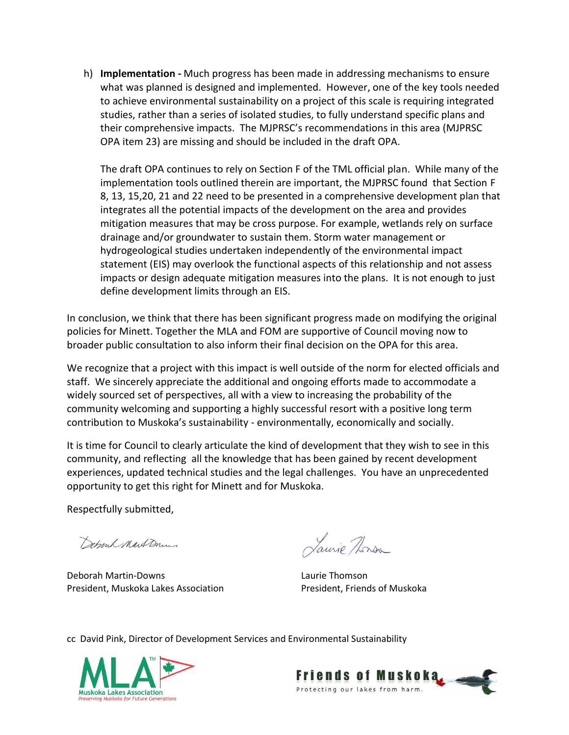h) **Implementation -** Much progress has been made in addressing mechanisms to ensure what was planned is designed and implemented. However, one of the key tools needed to achieve environmental sustainability on a project of this scale is requiring integrated studies, rather than a series of isolated studies, to fully understand specific plans and their comprehensive impacts. The MJPRSC's recommendations in this area (MJPRSC OPA item 23) are missing and should be included in the draft OPA.

   The draft OPA continues to rely on Section F of the TML official plan. While many of the implementation tools outlined therein are important, the MJPRSC found that Section F 8, 13, 15,20, 21 and 22 need to be presented in a comprehensive development plan that integrates all the potential impacts of the development on the area and provides mitigation measures that may be cross purpose. For example, wetlands rely on surface drainage and/or groundwater to sustain them. Storm water management or hydrogeological studies undertaken independently of the environmental impact statement (EIS) may overlook the functional aspects of this relationship and not assess impacts or design adequate mitigation measures into the plans. It is not enough to just define development limits through an EIS.

In conclusion, we think that there has been significant progress made on modifying the original policies for Minett. Together the MLA and FOM are supportive of Council moving now to broader public consultation to also inform their final decision on the OPA for this area.

We recognize that a project with this impact is well outside of the norm for elected officials and staff. We sincerely appreciate the additional and ongoing efforts made to accommodate a widely sourced set of perspectives, all with a view to increasing the probability of the community welcoming and supporting a highly successful resort with a positive long term contribution to Muskoka's sustainability - environmentally, economically and socially.

It is time for Council to clearly articulate the kind of development that they wish to see in this community, and reflecting all the knowledge that has been gained by recent development experiences, updated technical studies and the legal challenges. You have an unprecedented opportunity to get this right for Minett and for Muskoka.

Respectfully submitted,

Deborah Martin-Downs
President, Muskoka Lakes Association

Laurie Thomson
President, Friends of Muskoka

cc David Pink, Director of Development Services and Environmental Sustainability

MLA Muskoka Lakes Association — Preserving Muskoka for Future Generations

Friends of Muskoka — Protecting our lakes from harm.